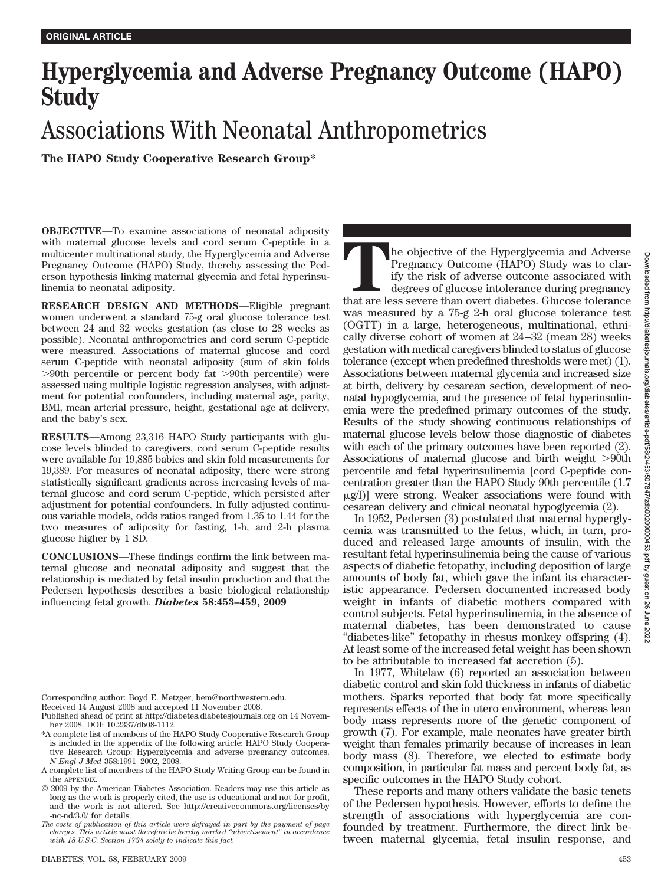ORIGINAL ARTICLE

# Hyperglycemia and Adverse Pregnancy Outcome (HAPO) Study

## Associations With Neonatal Anthropometrics

**The HAPO Study Cooperative Research Group***

**OBJECTIVE—**To examine associations of neonatal adiposity with maternal glucose levels and cord serum C-peptide in a multicenter multinational study, the Hyperglycemia and Adverse Pregnancy Outcome (HAPO) Study, thereby assessing the Pederson hypothesis linking maternal glycemia and fetal hyperinsulinemia to neonatal adiposity.

**RESEARCH DESIGN AND METHODS—**Eligible pregnant women underwent a standard 75-g oral glucose tolerance test between 24 and 32 weeks gestation (as close to 28 weeks as possible). Neonatal anthropometrics and cord serum C-peptide were measured. Associations of maternal glucose and cord serum C-peptide with neonatal adiposity (sum of skin folds >90th percentile or percent body fat >90th percentile) were assessed using multiple logistic regression analyses, with adjustment for potential confounders, including maternal age, parity, BMI, mean arterial pressure, height, gestational age at delivery, and the baby's sex.

**RESULTS—**Among 23,316 HAPO Study participants with glucose levels blinded to caregivers, cord serum C-peptide results were available for 19,885 babies and skin fold measurements for 19,389. For measures of neonatal adiposity, there were strong statistically significant gradients across increasing levels of maternal glucose and cord serum C-peptide, which persisted after adjustment for potential confounders. In fully adjusted continuous variable models, odds ratios ranged from 1.35 to 1.44 for the two measures of adiposity for fasting, 1-h, and 2-h plasma glucose higher by 1 SD.

**CONCLUSIONS—**These findings confirm the link between maternal glucose and neonatal adiposity and suggest that the relationship is mediated by fetal insulin production and that the Pedersen hypothesis describes a basic biological relationship influencing fetal growth. ***Diabetes* 58:453–459, 2009**

---

Corresponding author: Boyd E. Metzger, bem@northwestern.edu.

Received 14 August 2008 and accepted 11 November 2008.

Published ahead of print at http://diabetes.diabetesjournals.org on 14 November 2008. DOI: 10.2337/db08-1112.

*A complete list of members of the HAPO Study Cooperative Research Group is included in the appendix of the following article: HAPO Study Cooperative Research Group: Hyperglycemia and adverse pregnancy outcomes. *N Engl J Med* 358:1991–2002, 2008.

A complete list of members of the HAPO Study Writing Group can be found in the APPENDIX.

© 2009 by the American Diabetes Association. Readers may use this article as long as the work is properly cited, the use is educational and not for profit, and the work is not altered. See http://creativecommons.org/licenses/by-nc-nd/3.0/ for details.

*The costs of publication of this article were defrayed in part by the payment of page charges. This article must therefore be hereby marked "advertisement" in accordance with 18 U.S.C. Section 1734 solely to indicate this fact.*

---

The objective of the Hyperglycemia and Adverse Pregnancy Outcome (HAPO) Study was to clarify the risk of adverse outcome associated with degrees of glucose intolerance during pregnancy that are less severe than overt diabetes. Glucose tolerance was measured by a 75-g 2-h oral glucose tolerance test (OGTT) in a large, heterogeneous, multinational, ethnically diverse cohort of women at 24–32 (mean 28) weeks gestation with medical caregivers blinded to status of glucose tolerance (except when predefined thresholds were met) (1). Associations between maternal glycemia and increased size at birth, delivery by cesarean section, development of neonatal hypoglycemia, and the presence of fetal hyperinsulinemia were the predefined primary outcomes of the study. Results of the study showing continuous relationships of maternal glucose levels below those diagnostic of diabetes with each of the primary outcomes have been reported (2). Associations of maternal glucose and birth weight >90th percentile and fetal hyperinsulinemia [cord C-peptide concentration greater than the HAPO Study 90th percentile (1.7 μg/l)] were strong. Weaker associations were found with cesarean delivery and clinical neonatal hypoglycemia (2).

In 1952, Pedersen (3) postulated that maternal hyperglycemia was transmitted to the fetus, which, in turn, produced and released large amounts of insulin, with the resultant fetal hyperinsulinemia being the cause of various aspects of diabetic fetopathy, including deposition of large amounts of body fat, which gave the infant its characteristic appearance. Pedersen documented increased body weight in infants of diabetic mothers compared with control subjects. Fetal hyperinsulinemia, in the absence of maternal diabetes, has been demonstrated to cause "diabetes-like" fetopathy in rhesus monkey offspring (4). At least some of the increased fetal weight has been shown to be attributable to increased fat accretion (5).

In 1977, Whitelaw (6) reported an association between diabetic control and skin fold thickness in infants of diabetic mothers. Sparks reported that body fat more specifically represents effects of the in utero environment, whereas lean body mass represents more of the genetic component of growth (7). For example, male neonates have greater birth weight than females primarily because of increases in lean body mass (8). Therefore, we elected to estimate body composition, in particular fat mass and percent body fat, as specific outcomes in the HAPO Study cohort.

These reports and many others validate the basic tenets of the Pedersen hypothesis. However, efforts to define the strength of associations with hyperglycemia are confounded by treatment. Furthermore, the direct link between maternal glycemia, fetal insulin response, and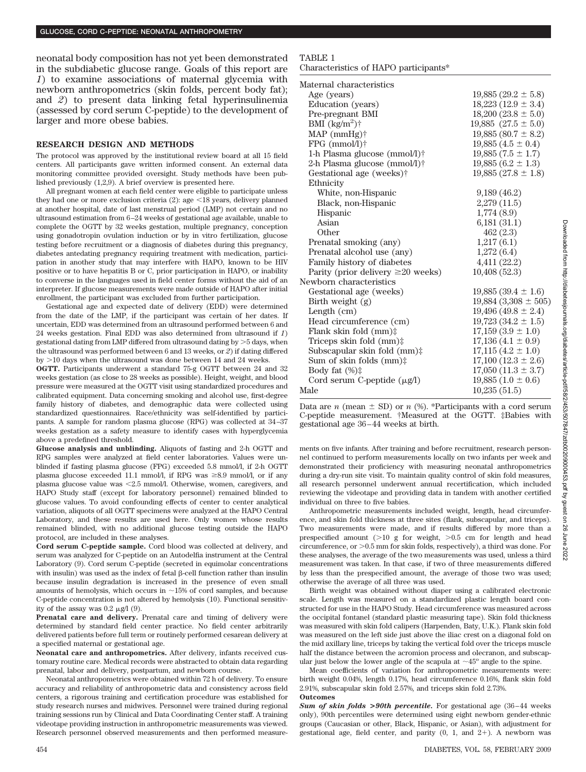neonatal body composition has not yet been demonstrated in the subdiabetic glucose range. Goals of this report are *1*) to examine associations of maternal glycemia with newborn anthropometrics (skin folds, percent body fat); and *2*) to present data linking fetal hyperinsulinemia (assessed by cord serum C-peptide) to the development of larger and more obese babies.

## RESEARCH DESIGN AND METHODS

The protocol was approved by the institutional review board at all 15 field centers. All participants gave written informed consent. An external data monitoring committee provided oversight. Study methods have been published previously (1,2,9). A brief overview is presented here.

All pregnant women at each field center were eligible to participate unless they had one or more exclusion criteria (2): age <18 years, delivery planned at another hospital, date of last menstrual period (LMP) not certain and no ultrasound estimation from 6–24 weeks of gestational age available, unable to complete the OGTT by 32 weeks gestation, multiple pregnancy, conception using gonadotropin ovulation induction or by in vitro fertilization, glucose testing before recruitment or a diagnosis of diabetes during this pregnancy, diabetes antedating pregnancy requiring treatment with medication, participation in another study that may interfere with HAPO, known to be HIV positive or to have hepatitis B or C, prior participation in HAPO, or inability to converse in the languages used in field center forms without the aid of an interpreter. If glucose measurements were made outside of HAPO after initial enrollment, the participant was excluded from further participation.

Gestational age and expected date of delivery (EDD) were determined from the date of the LMP, if the participant was certain of her dates. If uncertain, EDD was determined from an ultrasound performed between 6 and 24 weeks gestation. Final EDD was also determined from ultrasound if *1*) gestational dating from LMP differed from ultrasound dating by >5 days, when the ultrasound was performed between 6 and 13 weeks, or *2*) if dating differed by >10 days when the ultrasound was done between 14 and 24 weeks.

**OGTT.** Participants underwent a standard 75-g OGTT between 24 and 32 weeks gestation (as close to 28 weeks as possible). Height, weight, and blood pressure were measured at the OGTT visit using standardized procedures and calibrated equipment. Data concerning smoking and alcohol use, first-degree family history of diabetes, and demographic data were collected using standardized questionnaires. Race/ethnicity was self-identified by participants. A sample for random plasma glucose (RPG) was collected at 34–37 weeks gestation as a safety measure to identify cases with hyperglycemia above a predefined threshold.

**Glucose analysis and unblinding.** Aliquots of fasting and 2-h OGTT and RPG samples were analyzed at field center laboratories. Values were unblinded if fasting plasma glucose (FPG) exceeded 5.8 mmol/l, if 2-h OGTT plasma glucose exceeded 11.1 mmol/l, if RPG was ≥8.9 mmol/l, or if any plasma glucose value was <2.5 mmol/l. Otherwise, women, caregivers, and HAPO Study staff (except for laboratory personnel) remained blinded to glucose values. To avoid confounding effects of center to center analytical variation, aliquots of all OGTT specimens were analyzed at the HAPO Central Laboratory, and these results are used here. Only women whose results remained blinded, with no additional glucose testing outside the HAPO protocol, are included in these analyses.

**Cord serum C-peptide sample.** Cord blood was collected at delivery, and serum was analyzed for C-peptide on an Autodelfia instrument at the Central Laboratory (9). Cord serum C-peptide (secreted in equimolar concentrations with insulin) was used as the index of fetal β-cell function rather than insulin because insulin degradation is increased in the presence of even small amounts of hemolysis, which occurs in ~15% of cord samples, and because C-peptide concentration is not altered by hemolysis (10). Functional sensitivity of the assay was 0.2 μg/l (9).

**Prenatal care and delivery.** Prenatal care and timing of delivery were determined by standard field center practice. No field center arbitrarily delivered patients before full term or routinely performed cesarean delivery at a specified maternal or gestational age.

**Neonatal care and anthropometrics.** After delivery, infants received customary routine care. Medical records were abstracted to obtain data regarding prenatal, labor and delivery, postpartum, and newborn course.

Neonatal anthropometrics were obtained within 72 h of delivery. To ensure accuracy and reliability of anthropometric data and consistency across field centers, a rigorous training and certification procedure was established for study research nurses and midwives. Personnel were trained during regional training sessions run by Clinical and Data Coordinating Center staff. A training videotape providing instruction in anthropometric measurements was viewed. Research personnel observed measurements and then performed measurements on five infants. After training and before recruitment, research personnel continued to perform measurements locally on two infants per week and demonstrated their proficiency with measuring neonatal anthropometrics during a dry-run site visit. To maintain quality control of skin fold measures, all research personnel underwent annual recertification, which included reviewing the videotape and providing data in tandem with another certified individual on three to five babies.

Anthropometric measurements included weight, length, head circumference, and skin fold thickness at three sites (flank, subscapular, and triceps). Two measurements were made, and if results differed by more than a prespecified amount (>10 g for weight, >0.5 cm for length and head circumference, or >0.5 mm for skin folds, respectively), a third was done. For these analyses, the average of the two measurements was used, unless a third measurement was taken. In that case, if two of three measurements differed by less than the prespecified amount, the average of those two was used; otherwise the average of all three was used.

Birth weight was obtained without diaper using a calibrated electronic scale. Length was measured on a standardized plastic length board constructed for use in the HAPO Study. Head circumference was measured across the occipital fontanel (standard plastic measuring tape). Skin fold thickness was measured with skin fold calipers (Harpenden, Baty, U.K.). Flank skin fold was measured on the left side just above the iliac crest on a diagonal fold on the mid axillary line, triceps by taking the vertical fold over the triceps muscle half the distance between the acromion process and olecranon, and subscapular just below the lower angle of the scapula at ~45° angle to the spine.

Mean coefficients of variation for anthropometric measurements were: birth weight 0.04%, length 0.17%, head circumference 0.16%, flank skin fold 2.91%, subscapular skin fold 2.57%, and triceps skin fold 2.73%.

### Outcomes

***Sum of skin folds >90th percentile.*** For gestational age (36–44 weeks only), 90th percentiles were determined using eight newborn gender-ethnic groups (Caucasian or other, Black, Hispanic, or Asian), with adjustment for gestational age, field center, and parity (0, 1, and 2+). A newborn was

TABLE 1
Characteristics of HAPO participants*

| | |
|---|---|
| Maternal characteristics | |
| Age (years) | 19,885 (29.2 ± 5.8) |
| Education (years) | 18,223 (12.9 ± 3.4) |
| Pre-pregnant BMI | 18,200 (23.8 ± 5.0) |
| BMI (kg/m²)† | 19,885 (27.5 ± 5.0) |
| MAP (mmHg)† | 19,885 (80.7 ± 8.2) |
| FPG (mmol/l)† | 19,885 (4.5 ± 0.4) |
| 1-h Plasma glucose (mmol/l)† | 19,885 (7.5 ± 1.7) |
| 2-h Plasma glucose (mmol/l)† | 19,885 (6.2 ± 1.3) |
| Gestational age (weeks)† | 19,885 (27.8 ± 1.8) |
| Ethnicity | |
| White, non-Hispanic | 9,189 (46.2) |
| Black, non-Hispanic | 2,279 (11.5) |
| Hispanic | 1,774 (8.9) |
| Asian | 6,181 (31.1) |
| Other | 462 (2.3) |
| Prenatal smoking (any) | 1,217 (6.1) |
| Prenatal alcohol use (any) | 1,272 (6.4) |
| Family history of diabetes | 4,411 (22.2) |
| Parity (prior delivery ≥20 weeks) | 10,408 (52.3) |
| Newborn characteristics | |
| Gestational age (weeks) | 19,885 (39.4 ± 1.6) |
| Birth weight (g) | 19,884 (3,308 ± 505) |
| Length (cm) | 19,496 (49.8 ± 2.4) |
| Head circumference (cm) | 19,723 (34.2 ± 1.5) |
| Flank skin fold (mm)‡ | 17,159 (3.9 ± 1.0) |
| Triceps skin fold (mm)‡ | 17,136 (4.1 ± 0.9) |
| Subscapular skin fold (mm)‡ | 17,115 (4.2 ± 1.0) |
| Sum of skin folds (mm)‡ | 17,100 (12.3 ± 2.6) |
| Body fat (%)‡ | 17,050 (11.3 ± 3.7) |
| Cord serum C-peptide (μg/l) | 19,885 (1.0 ± 0.6) |
| Male | 10,235 (51.5) |

Data are *n* (mean ± SD) or *n* (%). *Participants with a cord serum C-peptide measurement. †Measured at the OGTT. ‡Babies with gestational age 36–44 weeks at birth.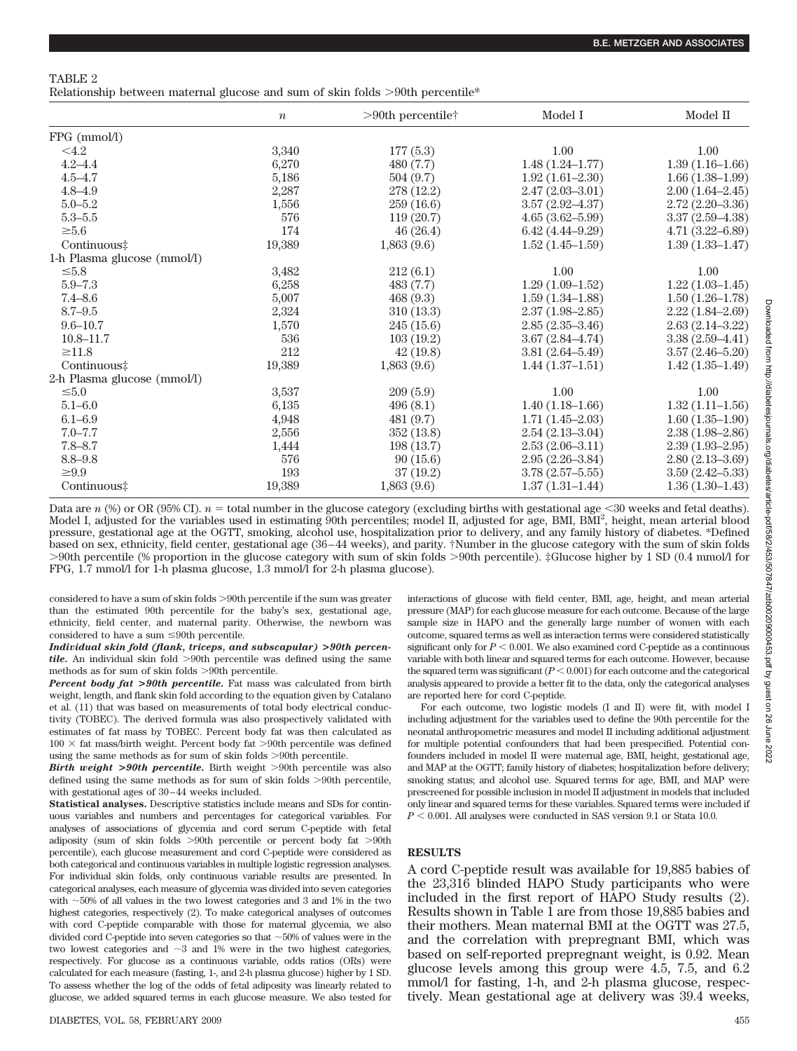TABLE 2

Relationship between maternal glucose and sum of skin folds >90th percentile*

| | $n$ | >90th percentile† | Model I | Model II |
|---|---|---|---|---|
| FPG (mmol/l) | | | | |
| <4.2 | 3,340 | 177 (5.3) | 1.00 | 1.00 |
| 4.2–4.4 | 6,270 | 480 (7.7) | 1.48 (1.24–1.77) | 1.39 (1.16–1.66) |
| 4.5–4.7 | 5,186 | 504 (9.7) | 1.92 (1.61–2.30) | 1.66 (1.38–1.99) |
| 4.8–4.9 | 2,287 | 278 (12.2) | 2.47 (2.03–3.01) | 2.00 (1.64–2.45) |
| 5.0–5.2 | 1,556 | 259 (16.6) | 3.57 (2.92–4.37) | 2.72 (2.20–3.36) |
| 5.3–5.5 | 576 | 119 (20.7) | 4.65 (3.62–5.99) | 3.37 (2.59–4.38) |
| ≥5.6 | 174 | 46 (26.4) | 6.42 (4.44–9.29) | 4.71 (3.22–6.89) |
| Continuous‡ | 19,389 | 1,863 (9.6) | 1.52 (1.45–1.59) | 1.39 (1.33–1.47) |
| 1-h Plasma glucose (mmol/l) | | | | |
| ≤5.8 | 3,482 | 212 (6.1) | 1.00 | 1.00 |
| 5.9–7.3 | 6,258 | 483 (7.7) | 1.29 (1.09–1.52) | 1.22 (1.03–1.45) |
| 7.4–8.6 | 5,007 | 468 (9.3) | 1.59 (1.34–1.88) | 1.50 (1.26–1.78) |
| 8.7–9.5 | 2,324 | 310 (13.3) | 2.37 (1.98–2.85) | 2.22 (1.84–2.69) |
| 9.6–10.7 | 1,570 | 245 (15.6) | 2.85 (2.35–3.46) | 2.63 (2.14–3.22) |
| 10.8–11.7 | 536 | 103 (19.2) | 3.67 (2.84–4.74) | 3.38 (2.59–4.41) |
| ≥11.8 | 212 | 42 (19.8) | 3.81 (2.64–5.49) | 3.57 (2.46–5.20) |
| Continuous‡ | 19,389 | 1,863 (9.6) | 1.44 (1.37–1.51) | 1.42 (1.35–1.49) |
| 2-h Plasma glucose (mmol/l) | | | | |
| ≤5.0 | 3,537 | 209 (5.9) | 1.00 | 1.00 |
| 5.1–6.0 | 6,135 | 496 (8.1) | 1.40 (1.18–1.66) | 1.32 (1.11–1.56) |
| 6.1–6.9 | 4,948 | 481 (9.7) | 1.71 (1.45–2.03) | 1.60 (1.35–1.90) |
| 7.0–7.7 | 2,556 | 352 (13.8) | 2.54 (2.13–3.04) | 2.38 (1.98–2.86) |
| 7.8–8.7 | 1,444 | 198 (13.7) | 2.53 (2.06–3.11) | 2.39 (1.93–2.95) |
| 8.8–9.8 | 576 | 90 (15.6) | 2.95 (2.26–3.84) | 2.80 (2.13–3.69) |
| ≥9.9 | 193 | 37 (19.2) | 3.78 (2.57–5.55) | 3.59 (2.42–5.33) |
| Continuous‡ | 19,389 | 1,863 (9.6) | 1.37 (1.31–1.44) | 1.36 (1.30–1.43) |

Data are $n$ (%) or OR (95% CI). $n$ = total number in the glucose category (excluding births with gestational age <30 weeks and fetal deaths). Model I, adjusted for the variables used in estimating 90th percentiles; model II, adjusted for age, BMI, BMI$^2$, height, mean arterial blood pressure, gestational age at the OGTT, smoking, alcohol use, hospitalization prior to delivery, and any family history of diabetes. *Defined based on sex, ethnicity, field center, gestational age (36–44 weeks), and parity. †Number in the glucose category with the sum of skin folds >90th percentile (% proportion in the glucose category with sum of skin folds >90th percentile). ‡Glucose higher by 1 SD (0.4 mmol/l for FPG, 1.7 mmol/l for 1-h plasma glucose, 1.3 mmol/l for 2-h plasma glucose).

considered to have a sum of skin folds >90th percentile if the sum was greater than the estimated 90th percentile for the baby's sex, gestational age, ethnicity, field center, and maternal parity. Otherwise, the newborn was considered to have a sum ≤90th percentile.

***Individual skin fold (flank, triceps, and subscapular) >90th percentile.*** An individual skin fold >90th percentile was defined using the same methods as for sum of skin folds >90th percentile.

***Percent body fat >90th percentile.*** Fat mass was calculated from birth weight, length, and flank skin fold according to the equation given by Catalano et al. (11) that was based on measurements of total body electrical conductivity (TOBEC). The derived formula was also prospectively validated with estimates of fat mass by TOBEC. Percent body fat was then calculated as 100 × fat mass/birth weight. Percent body fat >90th percentile was defined using the same methods as for sum of skin folds >90th percentile.

***Birth weight >90th percentile.*** Birth weight >90th percentile was also defined using the same methods as for sum of skin folds >90th percentile, with gestational ages of 30–44 weeks included.

**Statistical analyses.** Descriptive statistics include means and SDs for continuous variables and numbers and percentages for categorical variables. For analyses of associations of glycemia and cord serum C-peptide with fetal adiposity (sum of skin folds >90th percentile or percent body fat >90th percentile), each glucose measurement and cord C-peptide were considered as both categorical and continuous variables in multiple logistic regression analyses. For individual skin folds, only continuous variable results are presented. In categorical analyses, each measure of glycemia was divided into seven categories with ~50% of all values in the two lowest categories and 3 and 1% in the two highest categories, respectively (2). To make categorical analyses of outcomes with cord C-peptide comparable with those for maternal glycemia, we also divided cord C-peptide into seven categories so that ~50% of values were in the two lowest categories and ~3 and 1% were in the two highest categories, respectively. For glucose as a continuous variable, odds ratios (ORs) were calculated for each measure (fasting, 1-, and 2-h plasma glucose) higher by 1 SD. To assess whether the log of the odds of fetal adiposity was linearly related to glucose, we added squared terms in each glucose measure. We also tested for interactions of glucose with field center, BMI, age, height, and mean arterial pressure (MAP) for each glucose measure for each outcome. Because of the large sample size in HAPO and the generally large number of women with each outcome, squared terms as well as interaction terms were considered statistically significant only for $P < 0.001$. We also examined cord C-peptide as a continuous variable with both linear and squared terms for each outcome. However, because the squared term was significant ($P < 0.001$) for each outcome and the categorical analysis appeared to provide a better fit to the data, only the categorical analyses are reported here for cord C-peptide.

For each outcome, two logistic models (I and II) were fit, with model I including adjustment for the variables used to define the 90th percentile for the neonatal anthropometric measures and model II including additional adjustment for multiple potential confounders that had been prespecified. Potential confounders included in model II were maternal age, BMI, height, gestational age, and MAP at the OGTT; family history of diabetes; hospitalization before delivery; smoking status; and alcohol use. Squared terms for age, BMI, and MAP were prescreened for possible inclusion in model II adjustment in models that included only linear and squared terms for these variables. Squared terms were included if $P < 0.001$. All analyses were conducted in SAS version 9.1 or Stata 10.0.

## RESULTS

A cord C-peptide result was available for 19,885 babies of the 23,316 blinded HAPO Study participants who were included in the first report of HAPO Study results (2). Results shown in Table 1 are from those 19,885 babies and their mothers. Mean maternal BMI at the OGTT was 27.5, and the correlation with prepregnant BMI, which was based on self-reported prepregnant weight, is 0.92. Mean glucose levels among this group were 4.5, 7.5, and 6.2 mmol/l for fasting, 1-h, and 2-h plasma glucose, respectively. Mean gestational age at delivery was 39.4 weeks,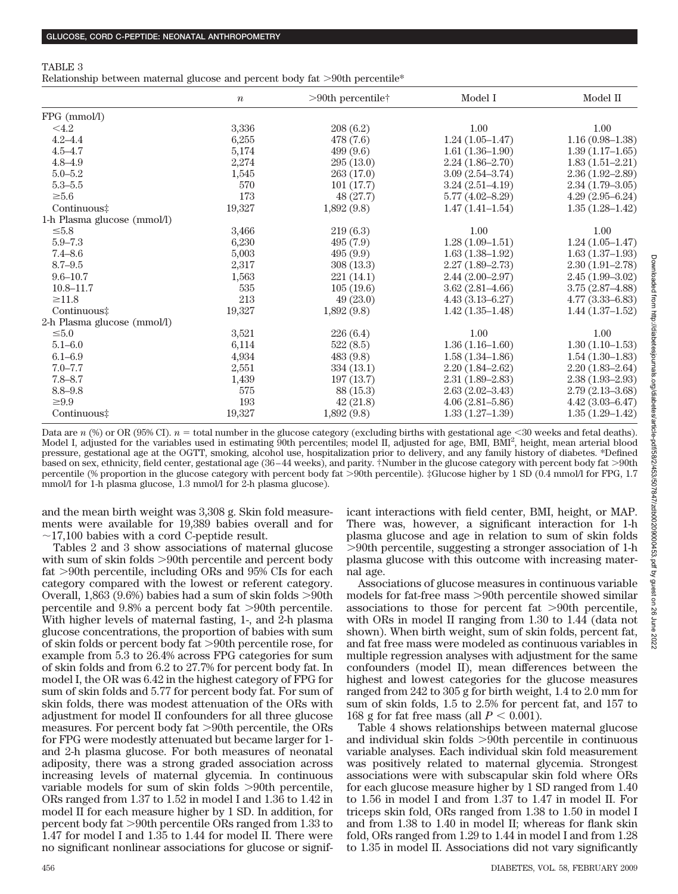TABLE 3

Relationship between maternal glucose and percent body fat >90th percentile*

|  | $n$ | >90th percentile† | Model I | Model II |
|---|---|---|---|---|
| FPG (mmol/l) |  |  |  |  |
| <4.2 | 3,336 | 208 (6.2) | 1.00 | 1.00 |
| 4.2–4.4 | 6,255 | 478 (7.6) | 1.24 (1.05–1.47) | 1.16 (0.98–1.38) |
| 4.5–4.7 | 5,174 | 499 (9.6) | 1.61 (1.36–1.90) | 1.39 (1.17–1.65) |
| 4.8–4.9 | 2,274 | 295 (13.0) | 2.24 (1.86–2.70) | 1.83 (1.51–2.21) |
| 5.0–5.2 | 1,545 | 263 (17.0) | 3.09 (2.54–3.74) | 2.36 (1.92–2.89) |
| 5.3–5.5 | 570 | 101 (17.7) | 3.24 (2.51–4.19) | 2.34 (1.79–3.05) |
| ≥5.6 | 173 | 48 (27.7) | 5.77 (4.02–8.29) | 4.29 (2.95–6.24) |
| Continuous‡ | 19,327 | 1,892 (9.8) | 1.47 (1.41–1.54) | 1.35 (1.28–1.42) |
| 1-h Plasma glucose (mmol/l) |  |  |  |  |
| ≤5.8 | 3,466 | 219 (6.3) | 1.00 | 1.00 |
| 5.9–7.3 | 6,230 | 495 (7.9) | 1.28 (1.09–1.51) | 1.24 (1.05–1.47) |
| 7.4–8.6 | 5,003 | 495 (9.9) | 1.63 (1.38–1.92) | 1.63 (1.37–1.93) |
| 8.7–9.5 | 2,317 | 308 (13.3) | 2.27 (1.89–2.73) | 2.30 (1.91–2.78) |
| 9.6–10.7 | 1,563 | 221 (14.1) | 2.44 (2.00–2.97) | 2.45 (1.99–3.02) |
| 10.8–11.7 | 535 | 105 (19.6) | 3.62 (2.81–4.66) | 3.75 (2.87–4.88) |
| ≥11.8 | 213 | 49 (23.0) | 4.43 (3.13–6.27) | 4.77 (3.33–6.83) |
| Continuous‡ | 19,327 | 1,892 (9.8) | 1.42 (1.35–1.48) | 1.44 (1.37–1.52) |
| 2-h Plasma glucose (mmol/l) |  |  |  |  |
| ≤5.0 | 3,521 | 226 (6.4) | 1.00 | 1.00 |
| 5.1–6.0 | 6,114 | 522 (8.5) | 1.36 (1.16–1.60) | 1.30 (1.10–1.53) |
| 6.1–6.9 | 4,934 | 483 (9.8) | 1.58 (1.34–1.86) | 1.54 (1.30–1.83) |
| 7.0–7.7 | 2,551 | 334 (13.1) | 2.20 (1.84–2.62) | 2.20 (1.83–2.64) |
| 7.8–8.7 | 1,439 | 197 (13.7) | 2.31 (1.89–2.83) | 2.38 (1.93–2.93) |
| 8.8–9.8 | 575 | 88 (15.3) | 2.63 (2.02–3.43) | 2.79 (2.13–3.68) |
| ≥9.9 | 193 | 42 (21.8) | 4.06 (2.81–5.86) | 4.42 (3.03–6.47) |
| Continuous‡ | 19,327 | 1,892 (9.8) | 1.33 (1.27–1.39) | 1.35 (1.29–1.42) |

Data are $n$ (%) or OR (95% CI). $n$ = total number in the glucose category (excluding births with gestational age <30 weeks and fetal deaths). Model I, adjusted for the variables used in estimating 90th percentiles; model II, adjusted for age, BMI, BMI$^2$, height, mean arterial blood pressure, gestational age at the OGTT, smoking, alcohol use, hospitalization prior to delivery, and any family history of diabetes. *Defined based on sex, ethnicity, field center, gestational age (36–44 weeks), and parity. †Number in the glucose category with percent body fat >90th percentile (% proportion in the glucose category with percent body fat >90th percentile). ‡Glucose higher by 1 SD (0.4 mmol/l for FPG, 1.7 mmol/l for 1-h plasma glucose, 1.3 mmol/l for 2-h plasma glucose).

and the mean birth weight was 3,308 g. Skin fold measurements were available for 19,389 babies overall and for ~17,100 babies with a cord C-peptide result.

Tables 2 and 3 show associations of maternal glucose with sum of skin folds >90th percentile and percent body fat >90th percentile, including ORs and 95% CIs for each category compared with the lowest or referent category. Overall, 1,863 (9.6%) babies had a sum of skin folds >90th percentile and 9.8% a percent body fat >90th percentile. With higher levels of maternal fasting, 1-, and 2-h plasma glucose concentrations, the proportion of babies with sum of skin folds or percent body fat >90th percentile rose, for example from 5.3 to 26.4% across FPG categories for sum of skin folds and from 6.2 to 27.7% for percent body fat. In model I, the OR was 6.42 in the highest category of FPG for sum of skin folds and 5.77 for percent body fat. For sum of skin folds, there was modest attenuation of the ORs with adjustment for model II confounders for all three glucose measures. For percent body fat >90th percentile, the ORs for FPG were modestly attenuated but became larger for 1- and 2-h plasma glucose. For both measures of neonatal adiposity, there was a strong graded association across increasing levels of maternal glycemia. In continuous variable models for sum of skin folds >90th percentile, ORs ranged from 1.37 to 1.52 in model I and 1.36 to 1.42 in model II for each measure higher by 1 SD. In addition, for percent body fat >90th percentile ORs ranged from 1.33 to 1.47 for model I and 1.35 to 1.44 for model II. There were no significant nonlinear associations for glucose or significant interactions with field center, BMI, height, or MAP. There was, however, a significant interaction for 1-h plasma glucose and age in relation to sum of skin folds >90th percentile, suggesting a stronger association of 1-h plasma glucose with this outcome with increasing maternal age.

Associations of glucose measures in continuous variable models for fat-free mass >90th percentile showed similar associations to those for percent fat >90th percentile, with ORs in model II ranging from 1.30 to 1.44 (data not shown). When birth weight, sum of skin folds, percent fat, and fat free mass were modeled as continuous variables in multiple regression analyses with adjustment for the same confounders (model II), mean differences between the highest and lowest categories for the glucose measures ranged from 242 to 305 g for birth weight, 1.4 to 2.0 mm for sum of skin folds, 1.5 to 2.5% for percent fat, and 157 to 168 g for fat free mass (all $P < 0.001$).

Table 4 shows relationships between maternal glucose and individual skin folds >90th percentile in continuous variable analyses. Each individual skin fold measurement was positively related to maternal glycemia. Strongest associations were with subscapular skin fold where ORs for each glucose measure higher by 1 SD ranged from 1.40 to 1.56 in model I and from 1.37 to 1.47 in model II. For triceps skin fold, ORs ranged from 1.38 to 1.50 in model I and from 1.38 to 1.40 in model II; whereas for flank skin fold, ORs ranged from 1.29 to 1.44 in model I and from 1.28 to 1.35 in model II. Associations did not vary significantly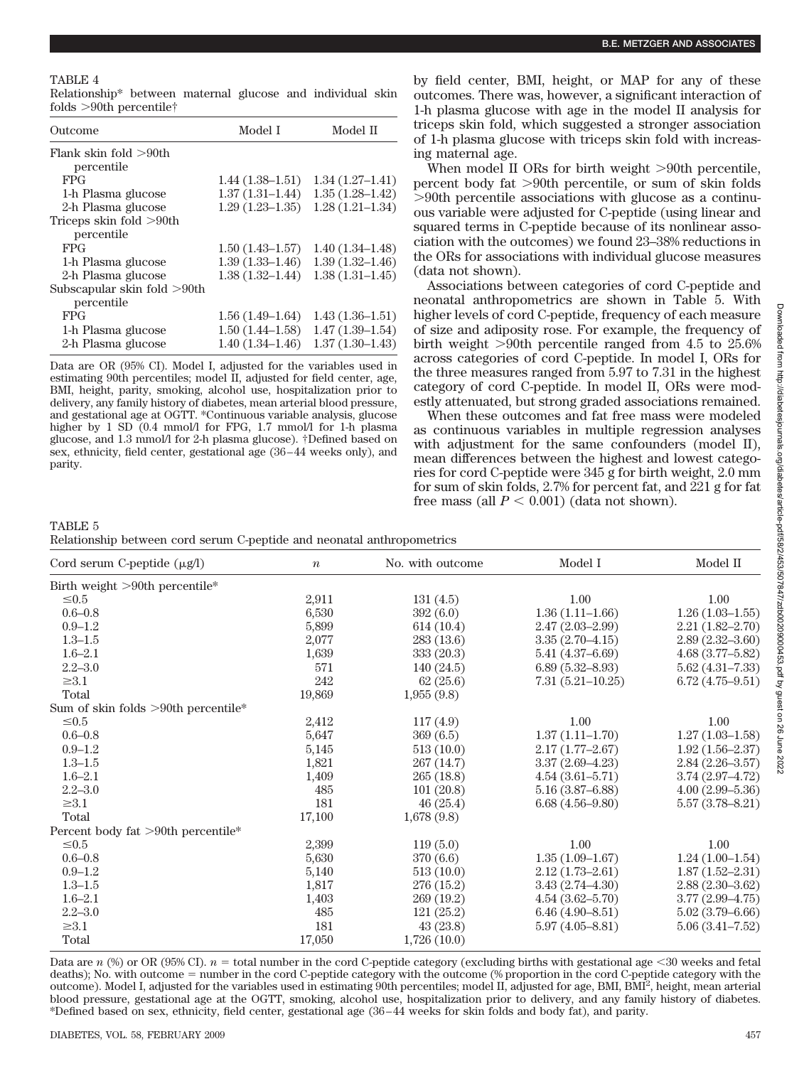TABLE 4

Relationship* between maternal glucose and individual skin folds >90th percentile†

| Outcome | Model I | Model II |
|---|---|---|
| Flank skin fold >90th percentile | | |
| FPG | 1.44 (1.38–1.51) | 1.34 (1.27–1.41) |
| 1-h Plasma glucose | 1.37 (1.31–1.44) | 1.35 (1.28–1.42) |
| 2-h Plasma glucose | 1.29 (1.23–1.35) | 1.28 (1.21–1.34) |
| Triceps skin fold >90th percentile | | |
| FPG | 1.50 (1.43–1.57) | 1.40 (1.34–1.48) |
| 1-h Plasma glucose | 1.39 (1.33–1.46) | 1.39 (1.32–1.46) |
| 2-h Plasma glucose | 1.38 (1.32–1.44) | 1.38 (1.31–1.45) |
| Subscapular skin fold >90th percentile | | |
| FPG | 1.56 (1.49–1.64) | 1.43 (1.36–1.51) |
| 1-h Plasma glucose | 1.50 (1.44–1.58) | 1.47 (1.39–1.54) |
| 2-h Plasma glucose | 1.40 (1.34–1.46) | 1.37 (1.30–1.43) |

Data are OR (95% CI). Model I, adjusted for the variables used in estimating 90th percentiles; model II, adjusted for field center, age, BMI, height, parity, smoking, alcohol use, hospitalization prior to delivery, any family history of diabetes, mean arterial blood pressure, and gestational age at OGTT. *Continuous variable analysis, glucose higher by 1 SD (0.4 mmol/l for FPG, 1.7 mmol/l for 1-h plasma glucose, and 1.3 mmol/l for 2-h plasma glucose). †Defined based on sex, ethnicity, field center, gestational age (36–44 weeks only), and parity.

by field center, BMI, height, or MAP for any of these outcomes. There was, however, a significant interaction of 1-h plasma glucose with age in the model II analysis for triceps skin fold, which suggested a stronger association of 1-h plasma glucose with triceps skin fold with increasing maternal age.

When model II ORs for birth weight >90th percentile, percent body fat >90th percentile, or sum of skin folds >90th percentile associations with glucose as a continuous variable were adjusted for C-peptide (using linear and squared terms in C-peptide because of its nonlinear association with the outcomes) we found 23–38% reductions in the ORs for associations with individual glucose measures (data not shown).

Associations between categories of cord C-peptide and neonatal anthropometrics are shown in Table 5. With higher levels of cord C-peptide, frequency of each measure of size and adiposity rose. For example, the frequency of birth weight >90th percentile ranged from 4.5 to 25.6% across categories of cord C-peptide. In model I, ORs for the three measures ranged from 5.97 to 7.31 in the highest category of cord C-peptide. In model II, ORs were modestly attenuated, but strong graded associations remained.

When these outcomes and fat free mass were modeled as continuous variables in multiple regression analyses with adjustment for the same confounders (model II), mean differences between the highest and lowest categories for cord C-peptide were 345 g for birth weight, 2.0 mm for sum of skin folds, 2.7% for percent fat, and 221 g for fat free mass (all $P < 0.001$) (data not shown).

TABLE 5

Relationship between cord serum C-peptide and neonatal anthropometrics

| Cord serum C-peptide (μg/l) | $n$ | No. with outcome | Model I | Model II |
|---|---|---|---|---|
| Birth weight >90th percentile* | | | | |
| ≤0.5 | 2,911 | 131 (4.5) | 1.00 | 1.00 |
| 0.6–0.8 | 6,530 | 392 (6.0) | 1.36 (1.11–1.66) | 1.26 (1.03–1.55) |
| 0.9–1.2 | 5,899 | 614 (10.4) | 2.47 (2.03–2.99) | 2.21 (1.82–2.70) |
| 1.3–1.5 | 2,077 | 283 (13.6) | 3.35 (2.70–4.15) | 2.89 (2.32–3.60) |
| 1.6–2.1 | 1,639 | 333 (20.3) | 5.41 (4.37–6.69) | 4.68 (3.77–5.82) |
| 2.2–3.0 | 571 | 140 (24.5) | 6.89 (5.32–8.93) | 5.62 (4.31–7.33) |
| ≥3.1 | 242 | 62 (25.6) | 7.31 (5.21–10.25) | 6.72 (4.75–9.51) |
| Total | 19,869 | 1,955 (9.8) | | |
| Sum of skin folds >90th percentile* | | | | |
| ≤0.5 | 2,412 | 117 (4.9) | 1.00 | 1.00 |
| 0.6–0.8 | 5,647 | 369 (6.5) | 1.37 (1.11–1.70) | 1.27 (1.03–1.58) |
| 0.9–1.2 | 5,145 | 513 (10.0) | 2.17 (1.77–2.67) | 1.92 (1.56–2.37) |
| 1.3–1.5 | 1,821 | 267 (14.7) | 3.37 (2.69–4.23) | 2.84 (2.26–3.57) |
| 1.6–2.1 | 1,409 | 265 (18.8) | 4.54 (3.61–5.71) | 3.74 (2.97–4.72) |
| 2.2–3.0 | 485 | 101 (20.8) | 5.16 (3.87–6.88) | 4.00 (2.99–5.36) |
| ≥3.1 | 181 | 46 (25.4) | 6.68 (4.56–9.80) | 5.57 (3.78–8.21) |
| Total | 17,100 | 1,678 (9.8) | | |
| Percent body fat >90th percentile* | | | | |
| ≤0.5 | 2,399 | 119 (5.0) | 1.00 | 1.00 |
| 0.6–0.8 | 5,630 | 370 (6.6) | 1.35 (1.09–1.67) | 1.24 (1.00–1.54) |
| 0.9–1.2 | 5,140 | 513 (10.0) | 2.12 (1.73–2.61) | 1.87 (1.52–2.31) |
| 1.3–1.5 | 1,817 | 276 (15.2) | 3.43 (2.74–4.30) | 2.88 (2.30–3.62) |
| 1.6–2.1 | 1,403 | 269 (19.2) | 4.54 (3.62–5.70) | 3.77 (2.99–4.75) |
| 2.2–3.0 | 485 | 121 (25.2) | 6.46 (4.90–8.51) | 5.02 (3.79–6.66) |
| ≥3.1 | 181 | 43 (23.8) | 5.97 (4.05–8.81) | 5.06 (3.41–7.52) |
| Total | 17,050 | 1,726 (10.0) | | |

Data are $n$ (%) or OR (95% CI). $n$ = total number in the cord C-peptide category (excluding births with gestational age <30 weeks and fetal deaths); No. with outcome = number in the cord C-peptide category with the outcome (% proportion in the cord C-peptide category with the outcome). Model I, adjusted for the variables used in estimating 90th percentiles; model II, adjusted for age, BMI, BMI$^2$, height, mean arterial blood pressure, gestational age at the OGTT, smoking, alcohol use, hospitalization prior to delivery, and any family history of diabetes. *Defined based on sex, ethnicity, field center, gestational age (36–44 weeks for skin folds and body fat), and parity.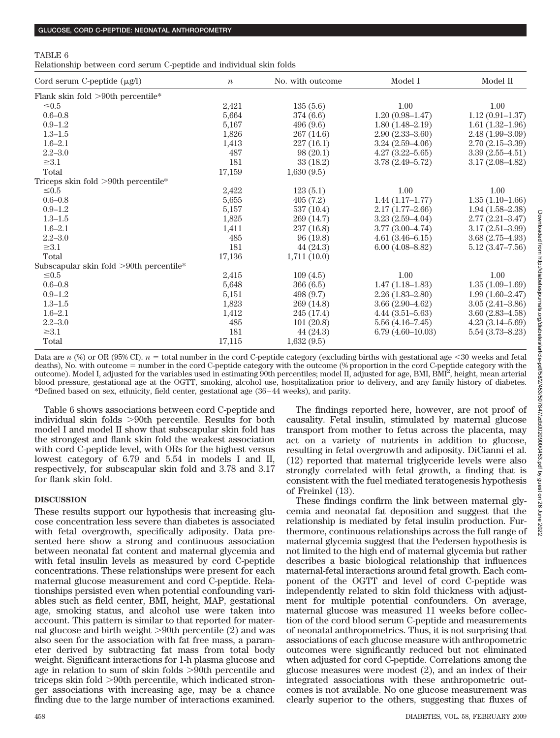TABLE 6
Relationship between cord serum C-peptide and individual skin folds

| Cord serum C-peptide (μg/l) | $n$ | No. with outcome | Model I | Model II |
|---|---|---|---|---|
| Flank skin fold >90th percentile* | | | | |
| ≤0.5 | 2,421 | 135 (5.6) | 1.00 | 1.00 |
| 0.6–0.8 | 5,664 | 374 (6.6) | 1.20 (0.98–1.47) | 1.12 (0.91–1.37) |
| 0.9–1.2 | 5,167 | 496 (9.6) | 1.80 (1.48–2.19) | 1.61 (1.32–1.96) |
| 1.3–1.5 | 1,826 | 267 (14.6) | 2.90 (2.33–3.60) | 2.48 (1.99–3.09) |
| 1.6–2.1 | 1,413 | 227 (16.1) | 3.24 (2.59–4.06) | 2.70 (2.15–3.39) |
| 2.2–3.0 | 487 | 98 (20.1) | 4.27 (3.22–5.65) | 3.39 (2.55–4.51) |
| ≥3.1 | 181 | 33 (18.2) | 3.78 (2.49–5.72) | 3.17 (2.08–4.82) |
| Total | 17,159 | 1,630 (9.5) | | |
| Triceps skin fold >90th percentile* | | | | |
| ≤0.5 | 2,422 | 123 (5.1) | 1.00 | 1.00 |
| 0.6–0.8 | 5,655 | 405 (7.2) | 1.44 (1.17–1.77) | 1.35 (1.10–1.66) |
| 0.9–1.2 | 5,157 | 537 (10.4) | 2.17 (1.77–2.66) | 1.94 (1.58–2.38) |
| 1.3–1.5 | 1,825 | 269 (14.7) | 3.23 (2.59–4.04) | 2.77 (2.21–3.47) |
| 1.6–2.1 | 1,411 | 237 (16.8) | 3.77 (3.00–4.74) | 3.17 (2.51–3.99) |
| 2.2–3.0 | 485 | 96 (19.8) | 4.61 (3.46–6.15) | 3.68 (2.75–4.93) |
| ≥3.1 | 181 | 44 (24.3) | 6.00 (4.08–8.82) | 5.12 (3.47–7.56) |
| Total | 17,136 | 1,711 (10.0) | | |
| Subscapular skin fold >90th percentile* | | | | |
| ≤0.5 | 2,415 | 109 (4.5) | 1.00 | 1.00 |
| 0.6–0.8 | 5,648 | 366 (6.5) | 1.47 (1.18–1.83) | 1.35 (1.09–1.69) |
| 0.9–1.2 | 5,151 | 498 (9.7) | 2.26 (1.83–2.80) | 1.99 (1.60–2.47) |
| 1.3–1.5 | 1,823 | 269 (14.8) | 3.66 (2.90–4.62) | 3.05 (2.41–3.86) |
| 1.6–2.1 | 1,412 | 245 (17.4) | 4.44 (3.51–5.63) | 3.60 (2.83–4.58) |
| 2.2–3.0 | 485 | 101 (20.8) | 5.56 (4.16–7.45) | 4.23 (3.14–5.69) |
| ≥3.1 | 181 | 44 (24.3) | 6.79 (4.60–10.03) | 5.54 (3.73–8.23) |
| Total | 17,115 | 1,632 (9.5) | | |

Data are $n$ (%) or OR (95% CI). $n$ = total number in the cord C-peptide category (excluding births with gestational age <30 weeks and fetal deaths), No. with outcome = number in the cord C-peptide category with the outcome (% proportion in the cord C-peptide category with the outcome). Model I, adjusted for the variables used in estimating 90th percentiles; model II, adjusted for age, BMI, BMI$^2$, height, mean arterial blood pressure, gestational age at the OGTT, smoking, alcohol use, hospitalization prior to delivery, and any family history of diabetes. *Defined based on sex, ethnicity, field center, gestational age (36–44 weeks), and parity.

Table 6 shows associations between cord C-peptide and individual skin folds >90th percentile. Results for both model I and model II show that subscapular skin fold has the strongest and flank skin fold the weakest association with cord C-peptide level, with ORs for the highest versus lowest category of 6.79 and 5.54 in models I and II, respectively, for subscapular skin fold and 3.78 and 3.17 for flank skin fold.

## DISCUSSION

These results support our hypothesis that increasing glucose concentration less severe than diabetes is associated with fetal overgrowth, specifically adiposity. Data presented here show a strong and continuous association between neonatal fat content and maternal glycemia and with fetal insulin levels as measured by cord C-peptide concentrations. These relationships were present for each maternal glucose measurement and cord C-peptide. Relationships persisted even when potential confounding variables such as field center, BMI, height, MAP, gestational age, smoking status, and alcohol use were taken into account. This pattern is similar to that reported for maternal glucose and birth weight >90th percentile (2) and was also seen for the association with fat free mass, a parameter derived by subtracting fat mass from total body weight. Significant interactions for 1-h plasma glucose and age in relation to sum of skin folds >90th percentile and triceps skin fold >90th percentile, which indicated stronger associations with increasing age, may be a chance finding due to the large number of interactions examined.

The findings reported here, however, are not proof of causality. Fetal insulin, stimulated by maternal glucose transport from mother to fetus across the placenta, may act on a variety of nutrients in addition to glucose, resulting in fetal overgrowth and adiposity. DiCianni et al. (12) reported that maternal triglyceride levels were also strongly correlated with fetal growth, a finding that is consistent with the fuel mediated teratogenesis hypothesis of Freinkel (13).

These findings confirm the link between maternal glycemia and neonatal fat deposition and suggest that the relationship is mediated by fetal insulin production. Furthermore, continuous relationships across the full range of maternal glycemia suggest that the Pedersen hypothesis is not limited to the high end of maternal glycemia but rather describes a basic biological relationship that influences maternal-fetal interactions around fetal growth. Each component of the OGTT and level of cord C-peptide was independently related to skin fold thickness with adjustment for multiple potential confounders. On average, maternal glucose was measured 11 weeks before collection of the cord blood serum C-peptide and measurements of neonatal anthropometrics. Thus, it is not surprising that associations of each glucose measure with anthropometric outcomes were significantly reduced but not eliminated when adjusted for cord C-peptide. Correlations among the glucose measures were modest (2), and an index of their integrated associations with these anthropometric outcomes is not available. No one glucose measurement was clearly superior to the others, suggesting that fluxes of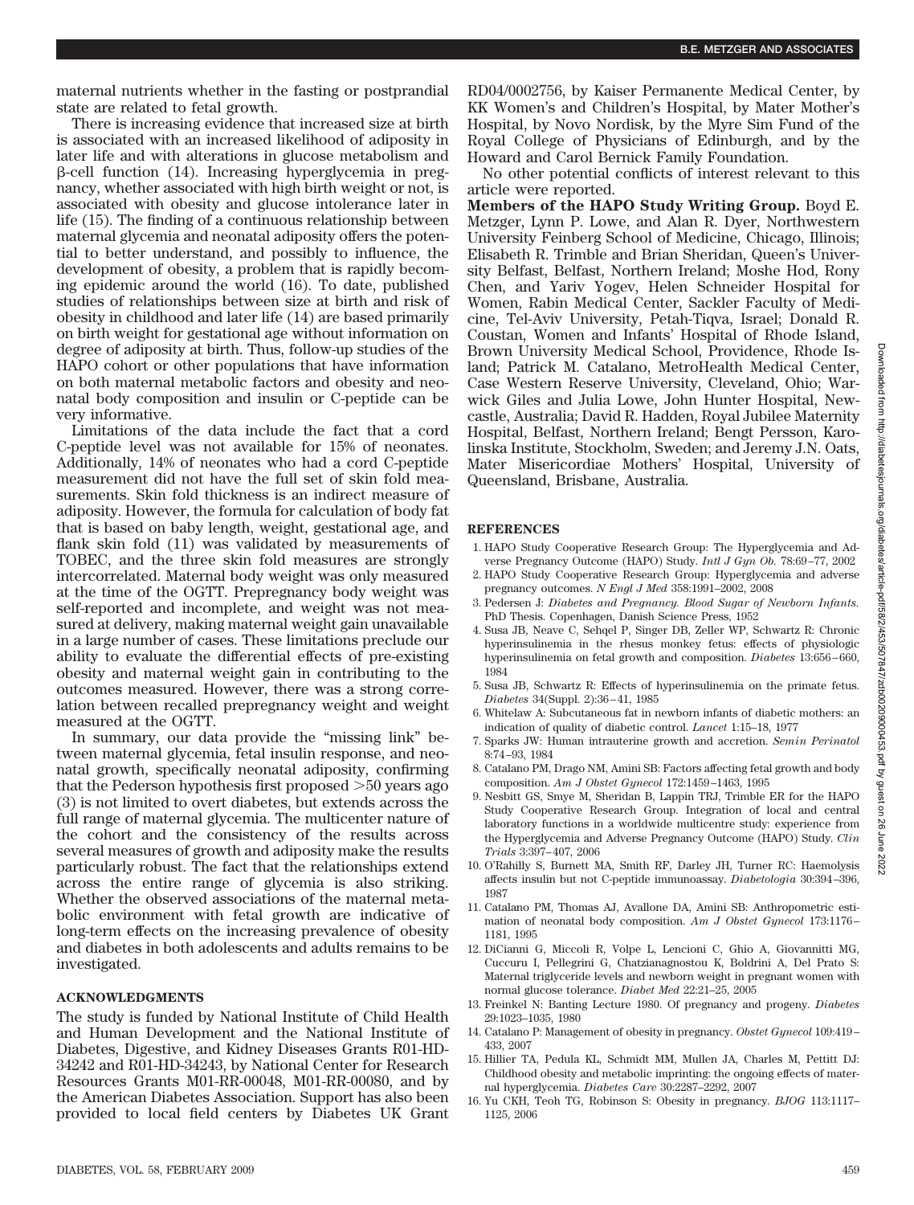maternal nutrients whether in the fasting or postprandial state are related to fetal growth.

There is increasing evidence that increased size at birth is associated with an increased likelihood of adiposity in later life and with alterations in glucose metabolism and β-cell function (14). Increasing hyperglycemia in pregnancy, whether associated with high birth weight or not, is associated with obesity and glucose intolerance later in life (15). The finding of a continuous relationship between maternal glycemia and neonatal adiposity offers the potential to better understand, and possibly to influence, the development of obesity, a problem that is rapidly becoming epidemic around the world (16). To date, published studies of relationships between size at birth and risk of obesity in childhood and later life (14) are based primarily on birth weight for gestational age without information on degree of adiposity at birth. Thus, follow-up studies of the HAPO cohort or other populations that have information on both maternal metabolic factors and obesity and neonatal body composition and insulin or C-peptide can be very informative.

Limitations of the data include the fact that a cord C-peptide level was not available for 15% of neonates. Additionally, 14% of neonates who had a cord C-peptide measurement did not have the full set of skin fold measurements. Skin fold thickness is an indirect measure of adiposity. However, the formula for calculation of body fat that is based on baby length, weight, gestational age, and flank skin fold (11) was validated by measurements of TOBEC, and the three skin fold measures are strongly intercorrelated. Maternal body weight was only measured at the time of the OGTT. Prepregnancy body weight was self-reported and incomplete, and weight was not measured at delivery, making maternal weight gain unavailable in a large number of cases. These limitations preclude our ability to evaluate the differential effects of pre-existing obesity and maternal weight gain in contributing to the outcomes measured. However, there was a strong correlation between recalled prepregnancy weight and weight measured at the OGTT.

In summary, our data provide the "missing link" between maternal glycemia, fetal insulin response, and neonatal growth, specifically neonatal adiposity, confirming that the Pederson hypothesis first proposed >50 years ago (3) is not limited to overt diabetes, but extends across the full range of maternal glycemia. The multicenter nature of the cohort and the consistency of the results across several measures of growth and adiposity make the results particularly robust. The fact that the relationships extend across the entire range of glycemia is also striking. Whether the observed associations of the maternal metabolic environment with fetal growth are indicative of long-term effects on the increasing prevalence of obesity and diabetes in both adolescents and adults remains to be investigated.

## ACKNOWLEDGMENTS

The study is funded by National Institute of Child Health and Human Development and the National Institute of Diabetes, Digestive, and Kidney Diseases Grants R01-HD-34242 and R01-HD-34243, by National Center for Research Resources Grants M01-RR-00048, M01-RR-00080, and by the American Diabetes Association. Support has also been provided to local field centers by Diabetes UK Grant RD04/0002756, by Kaiser Permanente Medical Center, by KK Women's and Children's Hospital, by Mater Mother's Hospital, by Novo Nordisk, by the Myre Sim Fund of the Royal College of Physicians of Edinburgh, and by the Howard and Carol Bernick Family Foundation.

No other potential conflicts of interest relevant to this article were reported.

**Members of the HAPO Study Writing Group.** Boyd E. Metzger, Lynn P. Lowe, and Alan R. Dyer, Northwestern University Feinberg School of Medicine, Chicago, Illinois; Elisabeth R. Trimble and Brian Sheridan, Queen's University Belfast, Belfast, Northern Ireland; Moshe Hod, Rony Chen, and Yariv Yogev, Helen Schneider Hospital for Women, Rabin Medical Center, Sackler Faculty of Medicine, Tel-Aviv University, Petah-Tiqva, Israel; Donald R. Coustan, Women and Infants' Hospital of Rhode Island, Brown University Medical School, Providence, Rhode Island; Patrick M. Catalano, MetroHealth Medical Center, Case Western Reserve University, Cleveland, Ohio; Warwick Giles and Julia Lowe, John Hunter Hospital, Newcastle, Australia; David R. Hadden, Royal Jubilee Maternity Hospital, Belfast, Northern Ireland; Bengt Persson, Karolinska Institute, Stockholm, Sweden; and Jeremy J.N. Oats, Mater Misericordiae Mothers' Hospital, University of Queensland, Brisbane, Australia.

## REFERENCES

1. HAPO Study Cooperative Research Group: The Hyperglycemia and Adverse Pregnancy Outcome (HAPO) Study. *Intl J Gyn Ob.* 78:69–77, 2002
2. HAPO Study Cooperative Research Group: Hyperglycemia and adverse pregnancy outcomes. *N Engl J Med* 358:1991–2002, 2008
3. Pedersen J: *Diabetes and Pregnancy. Blood Sugar of Newborn Infants.* PhD Thesis. Copenhagen, Danish Science Press, 1952
4. Susa JB, Neave C, Sehqel P, Singer DB, Zeller WP, Schwartz R: Chronic hyperinsulinemia in the rhesus monkey fetus: effects of physiologic hyperinsulinemia on fetal growth and composition. *Diabetes* 13:656–660, 1984
5. Susa JB, Schwartz R: Effects of hyperinsulinemia on the primate fetus. *Diabetes* 34(Suppl. 2):36–41, 1985
6. Whitelaw A: Subcutaneous fat in newborn infants of diabetic mothers: an indication of quality of diabetic control. *Lancet* 1:15–18, 1977
7. Sparks JW: Human intrauterine growth and accretion. *Semin Perinatol* 8:74–93, 1984
8. Catalano PM, Drago NM, Amini SB: Factors affecting fetal growth and body composition. *Am J Obstet Gynecol* 172:1459–1463, 1995
9. Nesbitt GS, Smye M, Sheridan B, Lappin TRJ, Trimble ER for the HAPO Study Cooperative Research Group. Integration of local and central laboratory functions in a worldwide multicentre study: experience from the Hyperglycemia and Adverse Pregnancy Outcome (HAPO) Study. *Clin Trials* 3:397–407, 2006
10. O'Rahilly S, Burnett MA, Smith RF, Darley JH, Turner RC: Haemolysis affects insulin but not C-peptide immunoassay. *Diabetologia* 30:394–396, 1987
11. Catalano PM, Thomas AJ, Avallone DA, Amini SB: Anthropometric estimation of neonatal body composition. *Am J Obstet Gynecol* 173:1176–1181, 1995
12. DiCianni G, Miccoli R, Volpe L, Lencioni C, Ghio A, Giovannitti MG, Cuccuru I, Pellegrini G, Chatzianagnostou K, Boldrini A, Del Prato S: Maternal triglyceride levels and newborn weight in pregnant women with normal glucose tolerance. *Diabet Med* 22:21–25, 2005
13. Freinkel N: Banting Lecture 1980. Of pregnancy and progeny. *Diabetes* 29:1023–1035, 1980
14. Catalano P: Management of obesity in pregnancy. *Obstet Gynecol* 109:419–433, 2007
15. Hillier TA, Pedula KL, Schmidt MM, Mullen JA, Charles M, Pettitt DJ: Childhood obesity and metabolic imprinting: the ongoing effects of maternal hyperglycemia. *Diabetes Care* 30:2287–2292, 2007
16. Yu CKH, Teoh TG, Robinson S: Obesity in pregnancy. *BJOG* 113:1117–1125, 2006